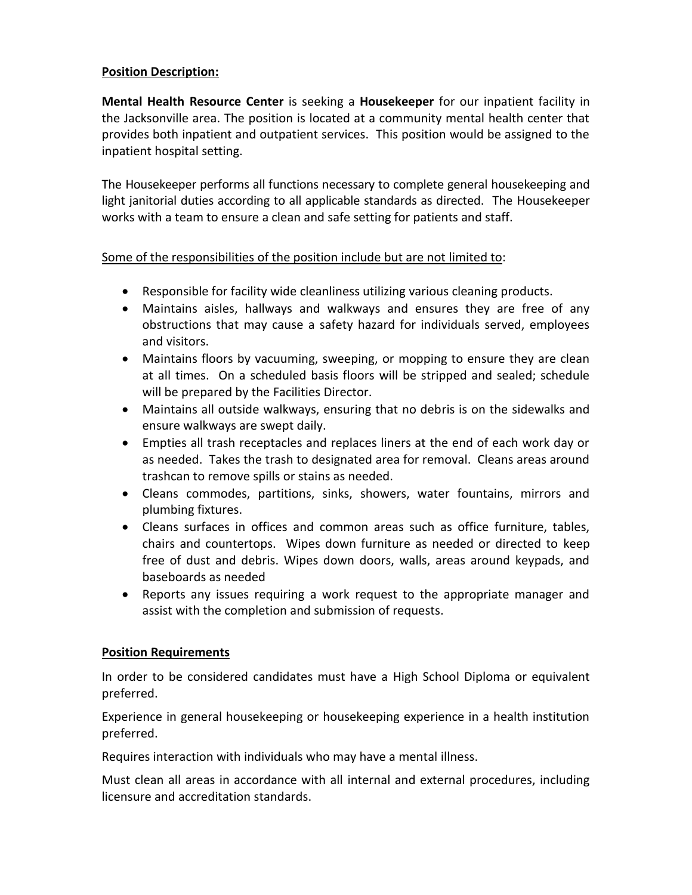**<u>Position Description:</u>**

**Mental Health Resource Center** is seeking a **Housekeeper** for our inpatient facility in the Jacksonville area. The position is located at a community mental health center that provides both inpatient and outpatient services. This position would be assigned to the inpatient hospital setting.

The Housekeeper performs all functions necessary to complete general housekeeping and light janitorial duties according to all applicable standards as directed. The Housekeeper works with a team to ensure a clean and safe setting for patients and staff.

<u>Some of the responsibilities of the position include but are not limited to</u>:

- Responsible for facility wide cleanliness utilizing various cleaning products.
- Maintains aisles, hallways and walkways and ensures they are free of any obstructions that may cause a safety hazard for individuals served, employees and visitors.
- Maintains floors by vacuuming, sweeping, or mopping to ensure they are clean at all times. On a scheduled basis floors will be stripped and sealed; schedule will be prepared by the Facilities Director.
- Maintains all outside walkways, ensuring that no debris is on the sidewalks and ensure walkways are swept daily.
- Empties all trash receptacles and replaces liners at the end of each work day or as needed. Takes the trash to designated area for removal. Cleans areas around trashcan to remove spills or stains as needed.
- Cleans commodes, partitions, sinks, showers, water fountains, mirrors and plumbing fixtures.
- Cleans surfaces in offices and common areas such as office furniture, tables, chairs and countertops. Wipes down furniture as needed or directed to keep free of dust and debris. Wipes down doors, walls, areas around keypads, and baseboards as needed
- Reports any issues requiring a work request to the appropriate manager and assist with the completion and submission of requests.

**<u>Position Requirements</u>**

In order to be considered candidates must have a High School Diploma or equivalent preferred.

Experience in general housekeeping or housekeeping experience in a health institution preferred.

Requires interaction with individuals who may have a mental illness.

Must clean all areas in accordance with all internal and external procedures, including licensure and accreditation standards.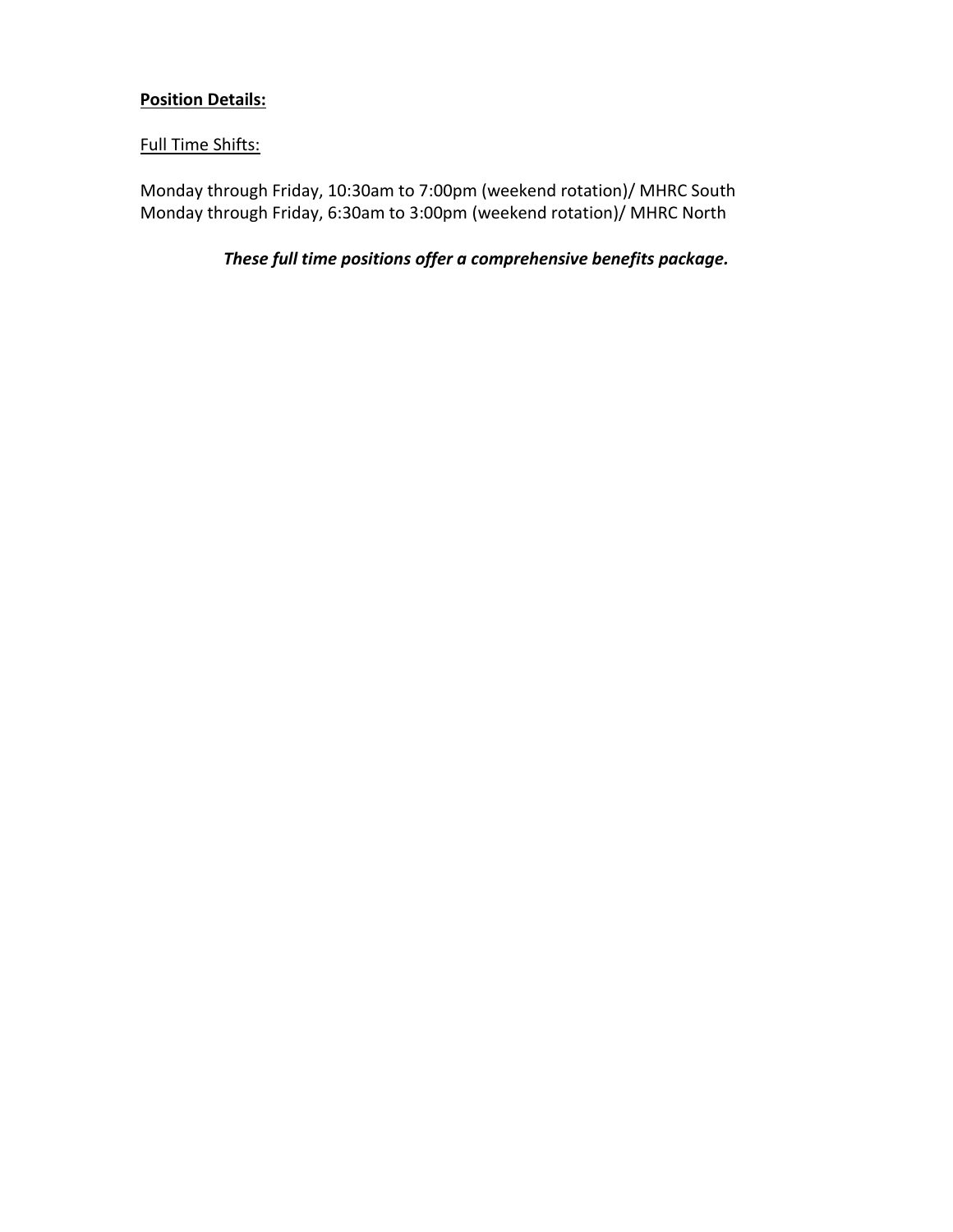**Position Details:**

Full Time Shifts:

Monday through Friday, 10:30am to 7:00pm (weekend rotation)/ MHRC South
Monday through Friday, 6:30am to 3:00pm (weekend rotation)/ MHRC North

***These full time positions offer a comprehensive benefits package.***